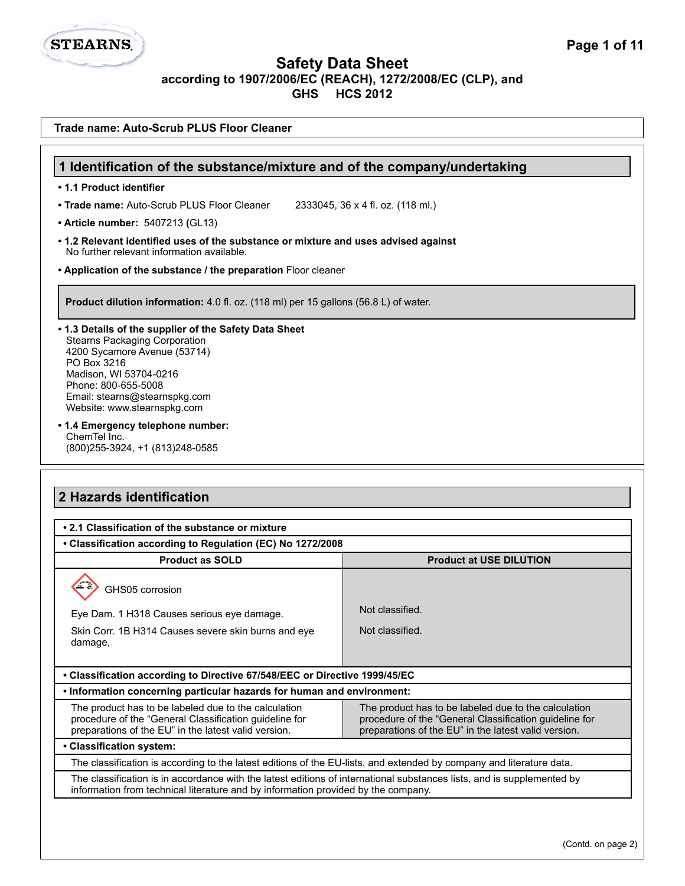# Safety Data Sheet

**according to 1907/2006/EC (REACH), 1272/2008/EC (CLP), and GHS HCS 2012**

**Trade name: Auto-Scrub PLUS Floor Cleaner**

## 1 Identification of the substance/mixture and of the company/undertaking

- **1.1 Product identifier**
- **Trade name:** Auto-Scrub PLUS Floor Cleaner 2333045, 36 x 4 fl. oz. (118 ml.)
- **Article number:** 5407213 **(**GL13)
- **1.2 Relevant identified uses of the substance or mixture and uses advised against**
  No further relevant information available.
- **Application of the substance / the preparation** Floor cleaner

**Product dilution information:** 4.0 fl. oz. (118 ml) per 15 gallons (56.8 L) of water.

- **1.3 Details of the supplier of the Safety Data Sheet**
  Stearns Packaging Corporation
  4200 Sycamore Avenue (53714)
  PO Box 3216
  Madison, WI 53704-0216
  Phone: 800-655-5008
  Email: stearns@stearnspkg.com
  Website: www.stearnspkg.com
- **1.4 Emergency telephone number:**
  ChemTel Inc.
  (800)255-3924, +1 (813)248-0585

## 2 Hazards identification

| • 2.1 Classification of the substance or mixture | |
|---|---|
| **• Classification according to Regulation (EC) No 1272/2008** | |
| **Product as SOLD** | **Product at USE DILUTION** |
| GHS05 corrosion | |
| Eye Dam. 1 H318 Causes serious eye damage. | Not classified. |
| Skin Corr. 1B H314 Causes severe skin burns and eye damage, | Not classified. |
| **• Classification according to Directive 67/548/EEC or Directive 1999/45/EC** | |
| **• Information concerning particular hazards for human and environment:** | |
| The product has to be labeled due to the calculation procedure of the “General Classification guideline for preparations of the EU” in the latest valid version. | The product has to be labeled due to the calculation procedure of the “General Classification guideline for preparations of the EU” in the latest valid version. |
| **• Classification system:** | |
| The classification is according to the latest editions of the EU-lists, and extended by company and literature data. | |
| The classification is in accordance with the latest editions of international substances lists, and is supplemented by information from technical literature and by information provided by the company. | |

(Contd. on page 2)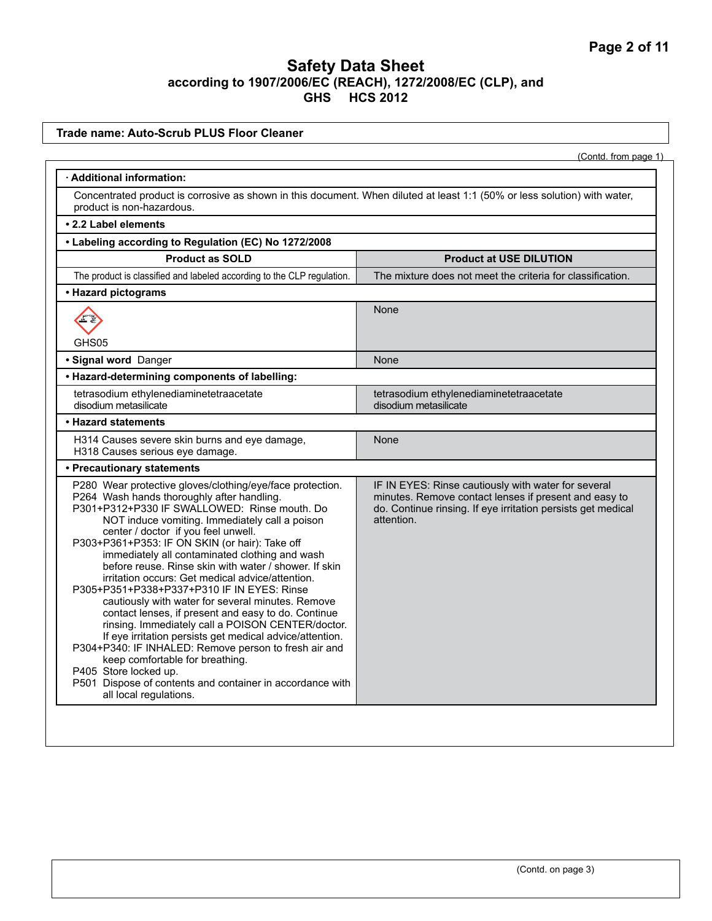**Trade name: Auto-Scrub PLUS Floor Cleaner**

(Contd. from page 1)

**· Additional information:**

Concentrated product is corrosive as shown in this document. When diluted at least 1:1 (50% or less solution) with water, product is non-hazardous.

**• 2.2 Label elements**

**• Labeling according to Regulation (EC) No 1272/2008**

| Product as SOLD | Product at USE DILUTION |
|---|---|
| The product is classified and labeled according to the CLP regulation. | The mixture does not meet the criteria for classification. |
| **• Hazard pictograms** | |
| GHS05 | None |
| **• Signal word** Danger | None |
| **• Hazard-determining components of labelling:** | |
| tetrasodium ethylenediaminetetraacetate<br>disodium metasilicate | tetrasodium ethylenediaminetetraacetate<br>disodium metasilicate |
| **• Hazard statements** | |
| H314 Causes severe skin burns and eye damage,<br>H318 Causes serious eye damage. | None |
| **• Precautionary statements** | |
| P280 Wear protective gloves/clothing/eye/face protection.<br>P264 Wash hands thoroughly after handling.<br>P301+P312+P330 IF SWALLOWED: Rinse mouth. Do NOT induce vomiting. Immediately call a poison center / doctor if you feel unwell.<br>P303+P361+P353: IF ON SKIN (or hair): Take off immediately all contaminated clothing and wash before reuse. Rinse skin with water / shower. If skin irritation occurs: Get medical advice/attention.<br>P305+P351+P338+P337+P310 IF IN EYES: Rinse cautiously with water for several minutes. Remove contact lenses, if present and easy to do. Continue rinsing. Immediately call a POISON CENTER/doctor. If eye irritation persists get medical advice/attention.<br>P304+P340: IF INHALED: Remove person to fresh air and keep comfortable for breathing.<br>P405 Store locked up.<br>P501 Dispose of contents and container in accordance with all local regulations. | IF IN EYES: Rinse cautiously with water for several minutes. Remove contact lenses if present and easy to do. Continue rinsing. If eye irritation persists get medical attention. |

(Contd. on page 3)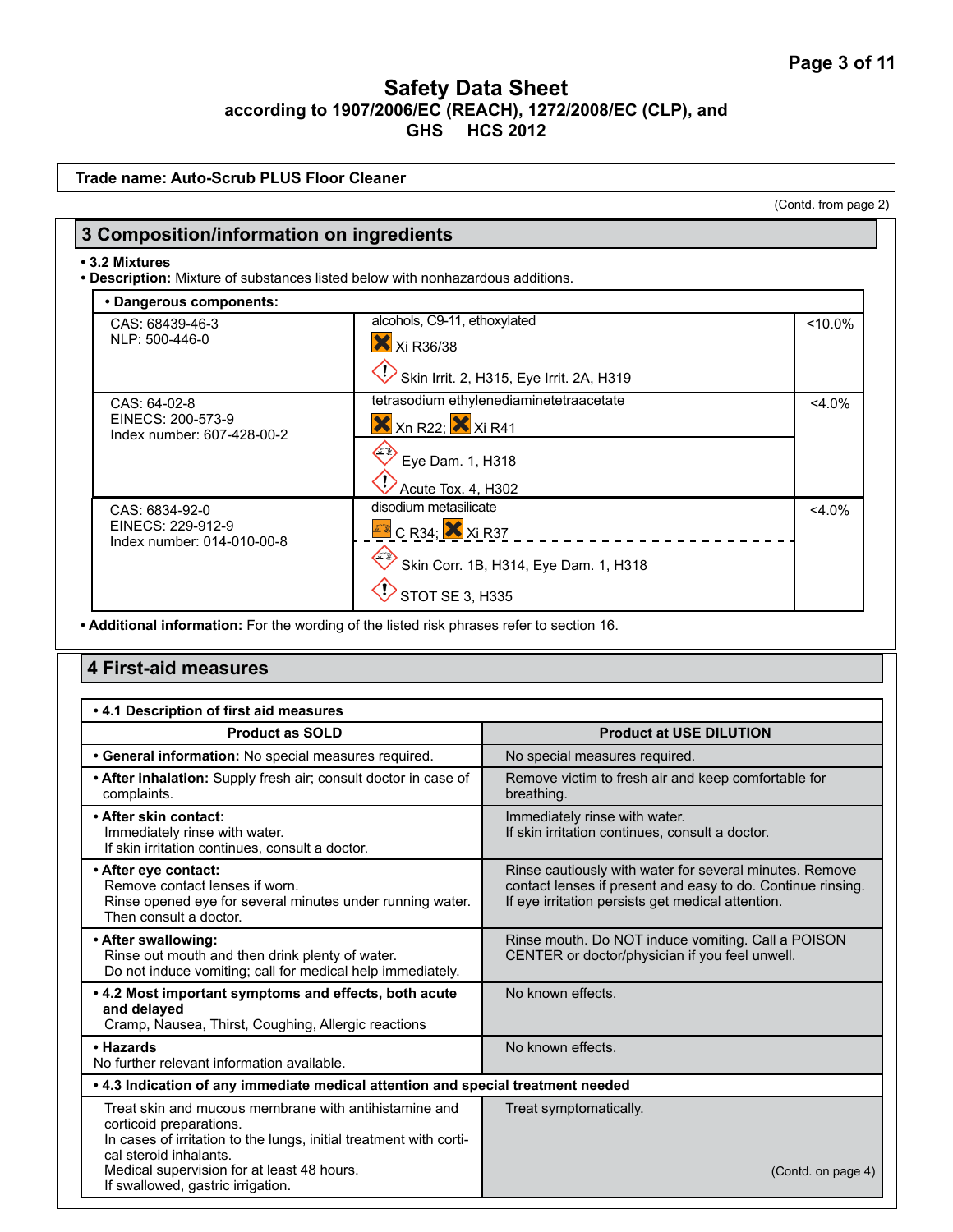# Safety Data Sheet
**according to 1907/2006/EC (REACH), 1272/2008/EC (CLP), and GHS HCS 2012**

**Trade name: Auto-Scrub PLUS Floor Cleaner**

(Contd. from page 2)

## 3 Composition/information on ingredients

- **3.2 Mixtures**
- **Description:** Mixture of substances listed below with nonhazardous additions.

| • Dangerous components: | | |
|---|---|---|
| CAS: 68439-46-3<br>NLP: 500-446-0 | alcohols, C9-11, ethoxylated<br>Xi R36/38<br>Skin Irrit. 2, H315, Eye Irrit. 2A, H319 | <10.0% |
| CAS: 64-02-8<br>EINECS: 200-573-9<br>Index number: 607-428-00-2 | tetrasodium ethylenediaminetetraacetate<br>Xn R22; Xi R41<br>Eye Dam. 1, H318<br>Acute Tox. 4, H302 | <4.0% |
| CAS: 6834-92-0<br>EINECS: 229-912-9<br>Index number: 014-010-00-8 | disodium metasilicate<br>C R34; Xi R37<br>Skin Corr. 1B, H314, Eye Dam. 1, H318<br>STOT SE 3, H335 | <4.0% |

- **Additional information:** For the wording of the listed risk phrases refer to section 16.

## 4 First-aid measures

| • 4.1 Description of first aid measures | |
|---|---|
| **Product as SOLD** | **Product at USE DILUTION** |
| • **General information:** No special measures required. | No special measures required. |
| • **After inhalation:** Supply fresh air; consult doctor in case of complaints. | Remove victim to fresh air and keep comfortable for breathing. |
| • **After skin contact:**<br>Immediately rinse with water.<br>If skin irritation continues, consult a doctor. | Immediately rinse with water.<br>If skin irritation continues, consult a doctor. |
| • **After eye contact:**<br>Remove contact lenses if worn.<br>Rinse opened eye for several minutes under running water. Then consult a doctor. | Rinse cautiously with water for several minutes. Remove contact lenses if present and easy to do. Continue rinsing. If eye irritation persists get medical attention. |
| • **After swallowing:**<br>Rinse out mouth and then drink plenty of water.<br>Do not induce vomiting; call for medical help immediately. | Rinse mouth. Do NOT induce vomiting. Call a POISON CENTER or doctor/physician if you feel unwell. |
| • **4.2 Most important symptoms and effects, both acute and delayed**<br>Cramp, Nausea, Thirst, Coughing, Allergic reactions | No known effects. |
| • **Hazards**<br>No further relevant information available. | No known effects. |
| • **4.3 Indication of any immediate medical attention and special treatment needed** | |
| Treat skin and mucous membrane with antihistamine and corticoid preparations.<br>In cases of irritation to the lungs, initial treatment with corti-cal steroid inhalants.<br>Medical supervision for at least 48 hours.<br>If swallowed, gastric irrigation. | Treat symptomatically. |

(Contd. on page 4)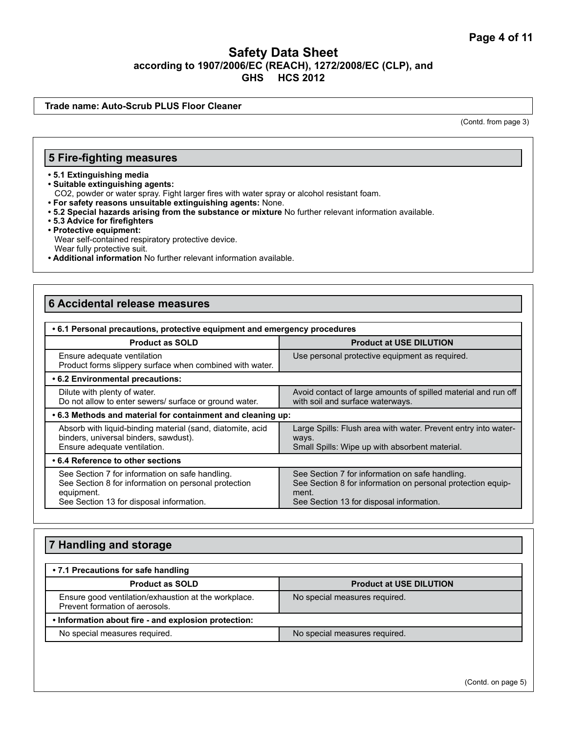# Safety Data Sheet
## according to 1907/2006/EC (REACH), 1272/2008/EC (CLP), and GHS HCS 2012

**Trade name: Auto-Scrub PLUS Floor Cleaner**

(Contd. from page 3)

## 5 Fire-fighting measures

- **5.1 Extinguishing media**
- **Suitable extinguishing agents:**
  $CO_2$, powder or water spray. Fight larger fires with water spray or alcohol resistant foam.
- **For safety reasons unsuitable extinguishing agents:** None.
- **5.2 Special hazards arising from the substance or mixture** No further relevant information available.
- **5.3 Advice for firefighters**
- **Protective equipment:**
  Wear self-contained respiratory protective device.
  Wear fully protective suit.
- **Additional information** No further relevant information available.

## 6 Accidental release measures

| **• 6.1 Personal precautions, protective equipment and emergency procedures** | |
|---|---|
| **Product as SOLD** | **Product at USE DILUTION** |
| Ensure adequate ventilation<br>Product forms slippery surface when combined with water. | Use personal protective equipment as required. |
| **• 6.2 Environmental precautions:** | |
| Dilute with plenty of water.<br>Do not allow to enter sewers/ surface or ground water. | Avoid contact of large amounts of spilled material and run off with soil and surface waterways. |
| **• 6.3 Methods and material for containment and cleaning up:** | |
| Absorb with liquid-binding material (sand, diatomite, acid binders, universal binders, sawdust).<br>Ensure adequate ventilation. | Large Spills: Flush area with water. Prevent entry into waterways.<br>Small Spills: Wipe up with absorbent material. |
| **• 6.4 Reference to other sections** | |
| See Section 7 for information on safe handling.<br>See Section 8 for information on personal protection equipment.<br>See Section 13 for disposal information. | See Section 7 for information on safe handling.<br>See Section 8 for information on personal protection equipment.<br>See Section 13 for disposal information. |

## 7 Handling and storage

| **• 7.1 Precautions for safe handling** | |
|---|---|
| **Product as SOLD** | **Product at USE DILUTION** |
| Ensure good ventilation/exhaustion at the workplace.<br>Prevent formation of aerosols. | No special measures required. |
| **• Information about fire - and explosion protection:** | |
| No special measures required. | No special measures required. |

(Contd. on page 5)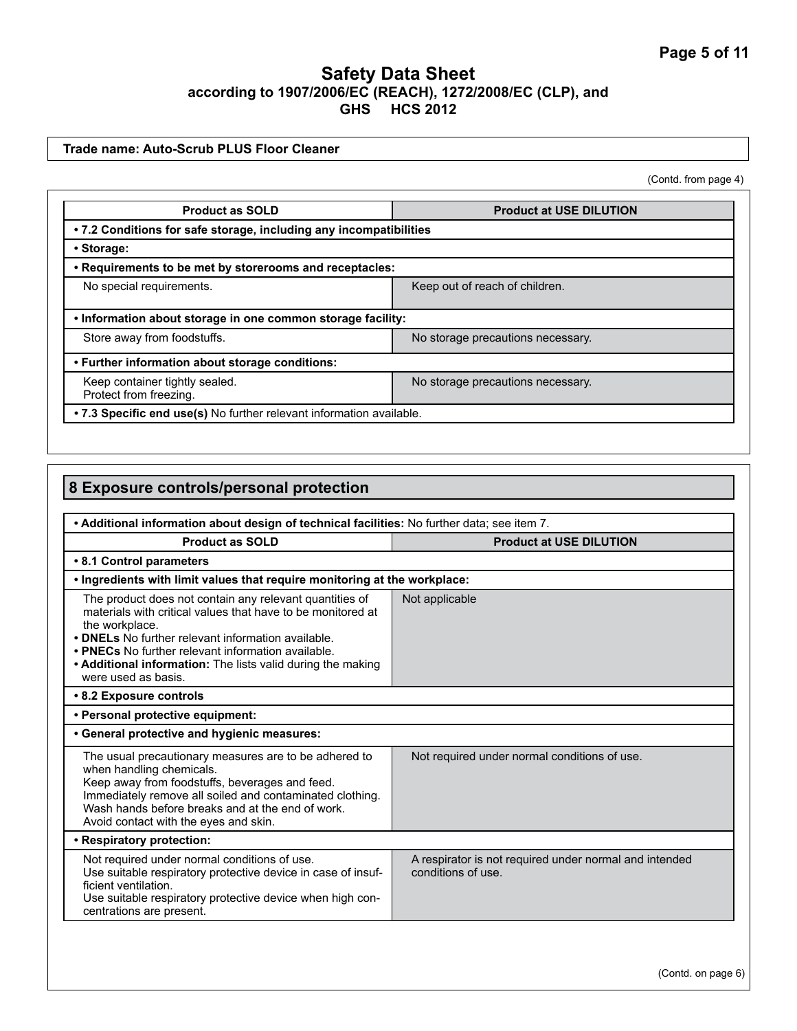# Safety Data Sheet
**according to 1907/2006/EC (REACH), 1272/2008/EC (CLP), and GHS HCS 2012**

**Trade name: Auto-Scrub PLUS Floor Cleaner**

(Contd. from page 4)

| Product as SOLD | Product at USE DILUTION |
|---|---|
| **• 7.2 Conditions for safe storage, including any incompatibilities** | |
| **• Storage:** | |
| **• Requirements to be met by storerooms and receptacles:** | |
| No special requirements. | Keep out of reach of children. |
| **• Information about storage in one common storage facility:** | |
| Store away from foodstuffs. | No storage precautions necessary. |
| **• Further information about storage conditions:** | |
| Keep container tightly sealed.<br>Protect from freezing. | No storage precautions necessary. |
| **• 7.3 Specific end use(s)** No further relevant information available. | |

## 8 Exposure controls/personal protection

**• Additional information about design of technical facilities:** No further data; see item 7.

| Product as SOLD | Product at USE DILUTION |
|---|---|
| **• 8.1 Control parameters** | |
| **• Ingredients with limit values that require monitoring at the workplace:** | |
| The product does not contain any relevant quantities of materials with critical values that have to be monitored at the workplace.<br>**• DNELs** No further relevant information available.<br>**• PNECs** No further relevant information available.<br>**• Additional information:** The lists valid during the making were used as basis. | Not applicable |
| **• 8.2 Exposure controls** | |
| **• Personal protective equipment:** | |
| **• General protective and hygienic measures:** | |
| The usual precautionary measures are to be adhered to when handling chemicals.<br>Keep away from foodstuffs, beverages and feed.<br>Immediately remove all soiled and contaminated clothing.<br>Wash hands before breaks and at the end of work.<br>Avoid contact with the eyes and skin. | Not required under normal conditions of use. |
| **• Respiratory protection:** | |
| Not required under normal conditions of use.<br>Use suitable respiratory protective device in case of insufficient ventilation.<br>Use suitable respiratory protective device when high concentrations are present. | A respirator is not required under normal and intended conditions of use. |

(Contd. on page 6)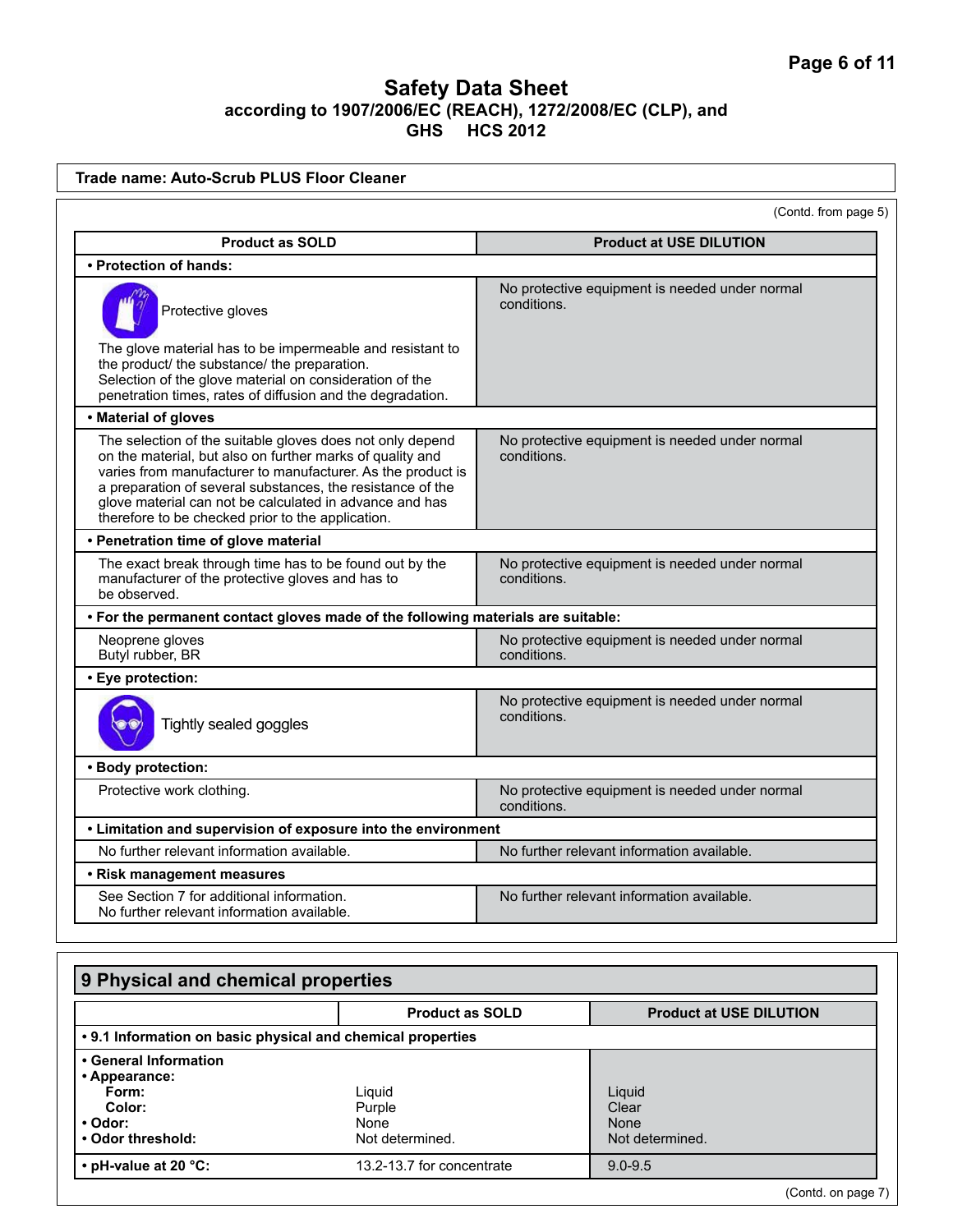# Safety Data Sheet

**according to 1907/2006/EC (REACH), 1272/2008/EC (CLP), and GHS HCS 2012**

**Trade name: Auto-Scrub PLUS Floor Cleaner**

(Contd. from page 5)

| Product as SOLD | Product at USE DILUTION |
|---|---|
| **• Protection of hands:** | |
| Protective gloves<br><br>The glove material has to be impermeable and resistant to the product/ the substance/ the preparation.<br>Selection of the glove material on consideration of the penetration times, rates of diffusion and the degradation. | No protective equipment is needed under normal conditions. |
| **• Material of gloves** | |
| The selection of the suitable gloves does not only depend on the material, but also on further marks of quality and varies from manufacturer to manufacturer. As the product is a preparation of several substances, the resistance of the glove material can not be calculated in advance and has therefore to be checked prior to the application. | No protective equipment is needed under normal conditions. |
| **• Penetration time of glove material** | |
| The exact break through time has to be found out by the manufacturer of the protective gloves and has to be observed. | No protective equipment is needed under normal conditions. |
| **• For the permanent contact gloves made of the following materials are suitable:** | |
| Neoprene gloves<br>Butyl rubber, BR | No protective equipment is needed under normal conditions. |
| **• Eye protection:** | |
| Tightly sealed goggles | No protective equipment is needed under normal conditions. |
| **• Body protection:** | |
| Protective work clothing. | No protective equipment is needed under normal conditions. |
| **• Limitation and supervision of exposure into the environment** | |
| No further relevant information available. | No further relevant information available. |
| **• Risk management measures** | |
| See Section 7 for additional information.<br>No further relevant information available. | No further relevant information available. |

## 9 Physical and chemical properties

| | Product as SOLD | Product at USE DILUTION |
|---|---|---|
| **• 9.1 Information on basic physical and chemical properties** | | |
| **• General Information** | | |
| **• Appearance:** | | |
| **Form:** | Liquid | Liquid |
| **Color:** | Purple | Clear |
| **• Odor:** | None | None |
| **• Odor threshold:** | Not determined. | Not determined. |
| **• pH-value at 20 °C:** | 13.2-13.7 for concentrate | 9.0-9.5 |

(Contd. on page 7)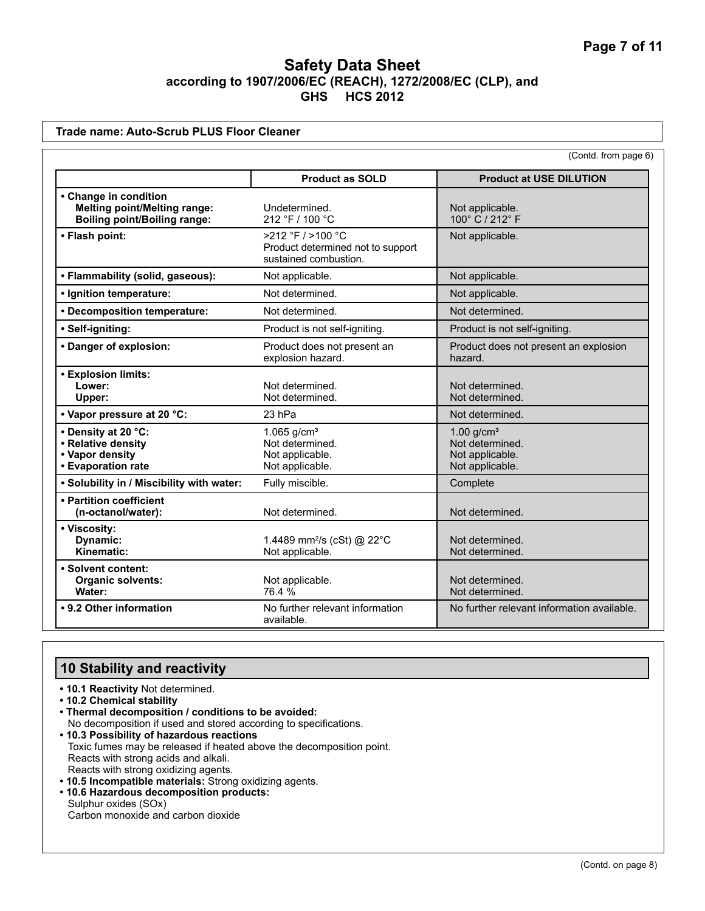# Safety Data Sheet
**according to 1907/2006/EC (REACH), 1272/2008/EC (CLP), and GHS HCS 2012**

**Trade name: Auto-Scrub PLUS Floor Cleaner**

(Contd. from page 6)

| | Product as SOLD | Product at USE DILUTION |
|---|---|---|
| **• Change in condition**<br>**Melting point/Melting range:**<br>**Boiling point/Boiling range:** | <br>Undetermined.<br>212 °F / 100 °C | <br>Not applicable.<br>100° C / 212° F |
| **• Flash point:** | >212 °F / >100 °C<br>Product determined not to support sustained combustion. | Not applicable. |
| **• Flammability (solid, gaseous):** | Not applicable. | Not applicable. |
| **• Ignition temperature:** | Not determined. | Not applicable. |
| **• Decomposition temperature:** | Not determined. | Not determined. |
| **• Self-igniting:** | Product is not self-igniting. | Product is not self-igniting. |
| **• Danger of explosion:** | Product does not present an explosion hazard. | Product does not present an explosion hazard. |
| **• Explosion limits:**<br>**Lower:**<br>**Upper:** | <br>Not determined.<br>Not determined. | <br>Not determined.<br>Not determined. |
| **• Vapor pressure at 20 °C:** | 23 hPa | Not determined. |
| **• Density at 20 °C:**<br>**• Relative density**<br>**• Vapor density**<br>**• Evaporation rate** | 1.065 g/cm³<br>Not determined.<br>Not applicable.<br>Not applicable. | 1.00 g/cm³<br>Not determined.<br>Not applicable.<br>Not applicable. |
| **• Solubility in / Miscibility with water:** | Fully miscible. | Complete |
| **• Partition coefficient (n-octanol/water):** | Not determined. | Not determined. |
| **• Viscosity:**<br>**Dynamic:**<br>**Kinematic:** | <br>1.4489 mm²/s (cSt) @ 22°C<br>Not applicable. | <br>Not determined.<br>Not determined. |
| **• Solvent content:**<br>**Organic solvents:**<br>**Water:** | <br>Not applicable.<br>76.4 % | <br>Not determined.<br>Not determined. |
| **• 9.2 Other information** | No further relevant information available. | No further relevant information available. |

## 10 Stability and reactivity

- **10.1 Reactivity** Not determined.
- **10.2 Chemical stability**
- **Thermal decomposition / conditions to be avoided:**
  No decomposition if used and stored according to specifications.
- **10.3 Possibility of hazardous reactions**
  Toxic fumes may be released if heated above the decomposition point.
  Reacts with strong acids and alkali.
  Reacts with strong oxidizing agents.
- **10.5 Incompatible materials:** Strong oxidizing agents.
- **10.6 Hazardous decomposition products:**
  Sulphur oxides (SOx)
  Carbon monoxide and carbon dioxide

(Contd. on page 8)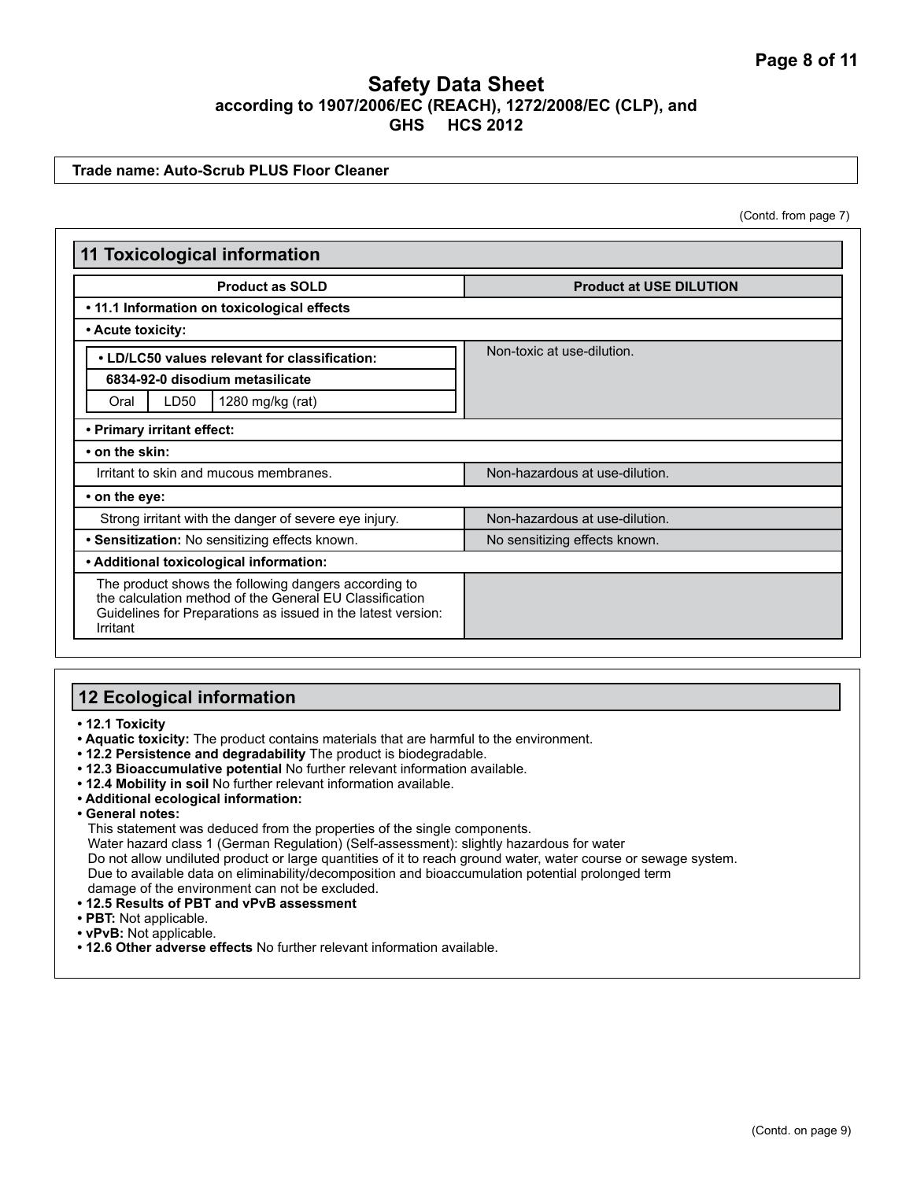# Safety Data Sheet

**according to 1907/2006/EC (REACH), 1272/2008/EC (CLP), and GHS HCS 2012**

**Trade name: Auto-Scrub PLUS Floor Cleaner**

(Contd. from page 7)

## 11 Toxicological information

| Product as SOLD | Product at USE DILUTION |
|---|---|
| **• 11.1 Information on toxicological effects** | |
| **• Acute toxicity:** | |
| **• LD/LC50 values relevant for classification:**<br>**6834-92-0 disodium metasilicate**<br>Oral LD50 1280 mg/kg (rat) | Non-toxic at use-dilution. |
| **• Primary irritant effect:** | |
| **• on the skin:** | |
| Irritant to skin and mucous membranes. | Non-hazardous at use-dilution. |
| **• on the eye:** | |
| Strong irritant with the danger of severe eye injury. | Non-hazardous at use-dilution. |
| **• Sensitization:** No sensitizing effects known. | No sensitizing effects known. |
| **• Additional toxicological information:** | |
| The product shows the following dangers according to the calculation method of the General EU Classification Guidelines for Preparations as issued in the latest version: Irritant | |

## 12 Ecological information

- **12.1 Toxicity**
- **Aquatic toxicity:** The product contains materials that are harmful to the environment.
- **12.2 Persistence and degradability** The product is biodegradable.
- **12.3 Bioaccumulative potential** No further relevant information available.
- **12.4 Mobility in soil** No further relevant information available.
- **Additional ecological information:**
- **General notes:**
  This statement was deduced from the properties of the single components.
  Water hazard class 1 (German Regulation) (Self-assessment): slightly hazardous for water
  Do not allow undiluted product or large quantities of it to reach ground water, water course or sewage system.
  Due to available data on eliminability/decomposition and bioaccumulation potential prolonged term damage of the environment can not be excluded.
- **12.5 Results of PBT and vPvB assessment**
- **PBT:** Not applicable.
- **vPvB:** Not applicable.
- **12.6 Other adverse effects** No further relevant information available.

(Contd. on page 9)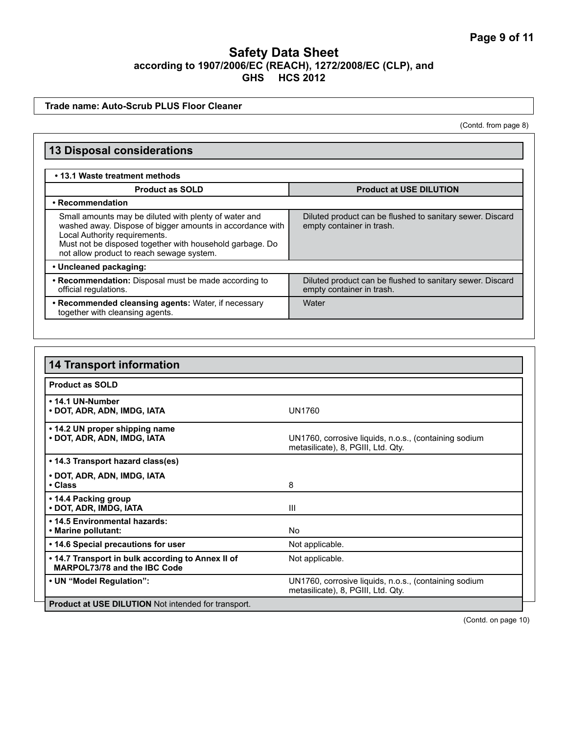# Safety Data Sheet
**according to 1907/2006/EC (REACH), 1272/2008/EC (CLP), and GHS HCS 2012**

**Trade name: Auto-Scrub PLUS Floor Cleaner**

(Contd. from page 8)

## 13 Disposal considerations

**• 13.1 Waste treatment methods**

| Product as SOLD | Product at USE DILUTION |
|---|---|
| **• Recommendation** | |
| Small amounts may be diluted with plenty of water and washed away. Dispose of bigger amounts in accordance with Local Authority requirements. Must not be disposed together with household garbage. Do not allow product to reach sewage system. | Diluted product can be flushed to sanitary sewer. Discard empty container in trash. |
| **• Uncleaned packaging:** | |
| **• Recommendation:** Disposal must be made according to official regulations. | Diluted product can be flushed to sanitary sewer. Discard empty container in trash. |
| **• Recommended cleansing agents:** Water, if necessary together with cleansing agents. | Water |

## 14 Transport information

| Product as SOLD | |
|---|---|
| **• 14.1 UN-Number**<br>**• DOT, ADR, ADN, IMDG, IATA** | UN1760 |
| **• 14.2 UN proper shipping name**<br>**• DOT, ADR, ADN, IMDG, IATA** | UN1760, corrosive liquids, n.o.s., (containing sodium metasilicate), 8, PGIII, Ltd. Qty. |
| **• 14.3 Transport hazard class(es)** | |
| **• DOT, ADR, ADN, IMDG, IATA**<br>**• Class** | 8 |
| **• 14.4 Packing group**<br>**• DOT, ADR, IMDG, IATA** | III |
| **• 14.5 Environmental hazards:**<br>**• Marine pollutant:** | No |
| **• 14.6 Special precautions for user** | Not applicable. |
| **• 14.7 Transport in bulk according to Annex II of MARPOL73/78 and the IBC Code** | Not applicable. |
| **• UN "Model Regulation":** | UN1760, corrosive liquids, n.o.s., (containing sodium metasilicate), 8, PGIII, Ltd. Qty. |

**Product at USE DILUTION** Not intended for transport.

(Contd. on page 10)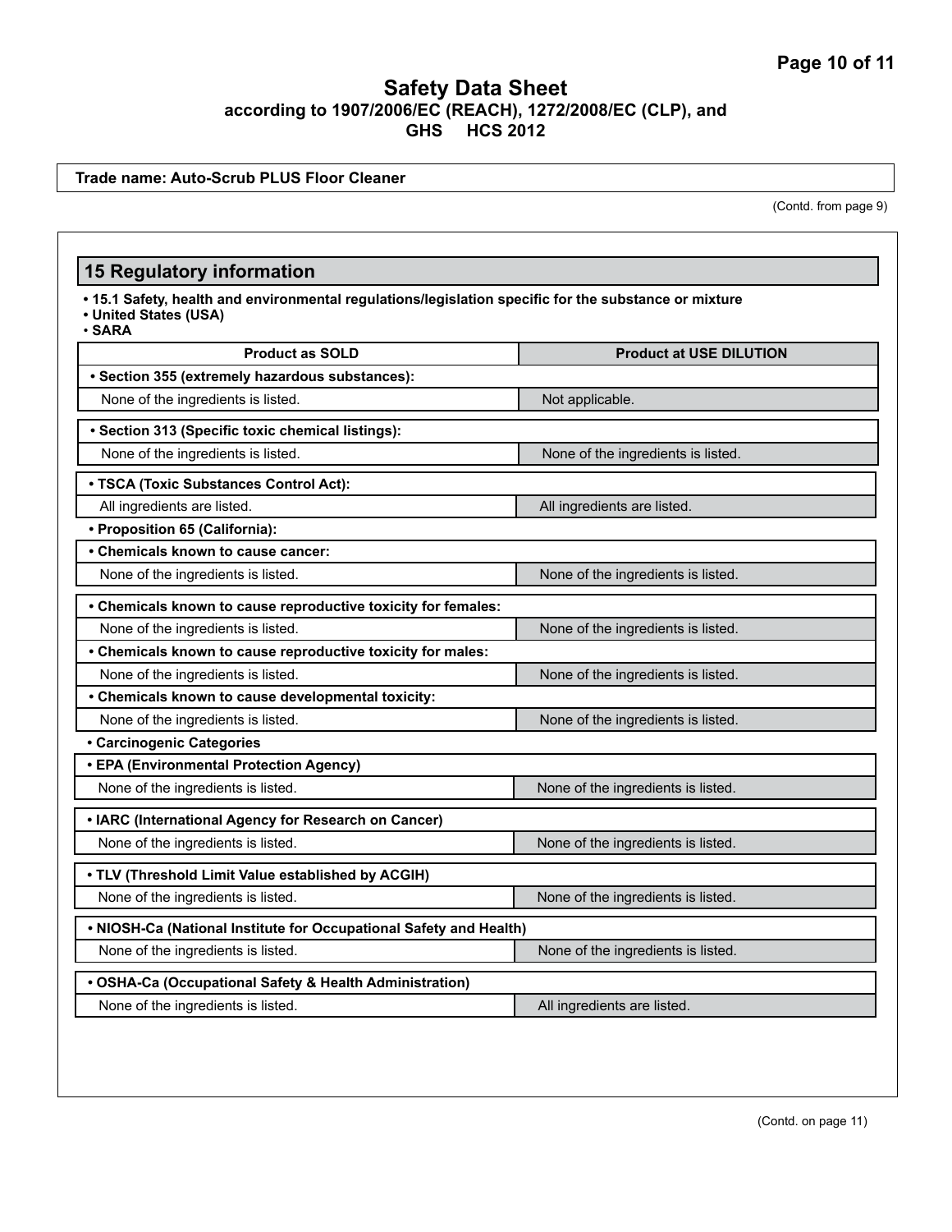## Safety Data Sheet
**according to 1907/2006/EC (REACH), 1272/2008/EC (CLP), and GHS HCS 2012**

**Trade name: Auto-Scrub PLUS Floor Cleaner**

(Contd. from page 9)

## 15 Regulatory information

- **15.1 Safety, health and environmental regulations/legislation specific for the substance or mixture**
- **United States (USA)**
- **SARA**

| Product as SOLD | Product at USE DILUTION |
|---|---|
| **• Section 355 (extremely hazardous substances):** | |
| None of the ingredients is listed. | Not applicable. |
| **• Section 313 (Specific toxic chemical listings):** | |
| None of the ingredients is listed. | None of the ingredients is listed. |
| **• TSCA (Toxic Substances Control Act):** | |
| All ingredients are listed. | All ingredients are listed. |
| **• Proposition 65 (California):** | |
| **• Chemicals known to cause cancer:** | |
| None of the ingredients is listed. | None of the ingredients is listed. |
| **• Chemicals known to cause reproductive toxicity for females:** | |
| None of the ingredients is listed. | None of the ingredients is listed. |
| **• Chemicals known to cause reproductive toxicity for males:** | |
| None of the ingredients is listed. | None of the ingredients is listed. |
| **• Chemicals known to cause developmental toxicity:** | |
| None of the ingredients is listed. | None of the ingredients is listed. |
| **• Carcinogenic Categories** | |
| **• EPA (Environmental Protection Agency)** | |
| None of the ingredients is listed. | None of the ingredients is listed. |
| **• IARC (International Agency for Research on Cancer)** | |
| None of the ingredients is listed. | None of the ingredients is listed. |
| **• TLV (Threshold Limit Value established by ACGIH)** | |
| None of the ingredients is listed. | None of the ingredients is listed. |
| **• NIOSH-Ca (National Institute for Occupational Safety and Health)** | |
| None of the ingredients is listed. | None of the ingredients is listed. |
| **• OSHA-Ca (Occupational Safety & Health Administration)** | |
| None of the ingredients is listed. | All ingredients are listed. |

(Contd. on page 11)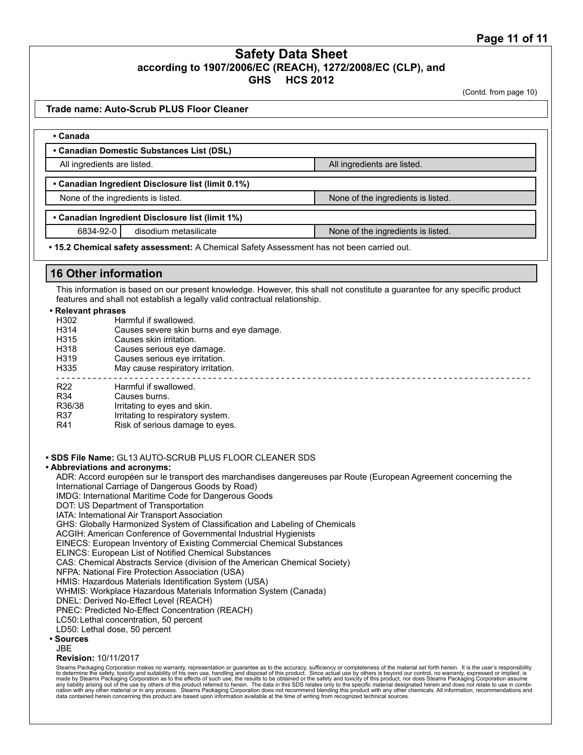# Safety Data Sheet
## according to 1907/2006/EC (REACH), 1272/2008/EC (CLP), and GHS HCS 2012

(Contd. from page 10)

**Trade name: Auto-Scrub PLUS Floor Cleaner**

- **Canada**

| • Canadian Domestic Substances List (DSL) | |
|---|---|
| All ingredients are listed. | All ingredients are listed. |

| • Canadian Ingredient Disclosure list (limit 0.1%) | |
|---|---|
| None of the ingredients is listed. | None of the ingredients is listed. |

| • Canadian Ingredient Disclosure list (limit 1%) | | |
|---|---|---|
| 6834-92-0 | disodium metasilicate | None of the ingredients is listed. |

- **15.2 Chemical safety assessment:** A Chemical Safety Assessment has not been carried out.

## 16 Other information

This information is based on our present knowledge. However, this shall not constitute a guarantee for any specific product features and shall not establish a legally valid contractual relationship.

- **Relevant phrases**

H302 Harmful if swallowed.
H314 Causes severe skin burns and eye damage.
H315 Causes skin irritation.
H318 Causes serious eye damage.
H319 Causes serious eye irritation.
H335 May cause respiratory irritation.

---

R22 Harmful if swallowed.
R34 Causes burns.
R36/38 Irritating to eyes and skin.
R37 Irritating to respiratory system.
R41 Risk of serious damage to eyes.

- **SDS File Name:** GL13 AUTO-SCRUB PLUS FLOOR CLEANER SDS
- **Abbreviations and acronyms:**

ADR: Accord européen sur le transport des marchandises dangereuses par Route (European Agreement concerning the International Carriage of Dangerous Goods by Road)
IMDG: International Maritime Code for Dangerous Goods
DOT: US Department of Transportation
IATA: International Air Transport Association
GHS: Globally Harmonized System of Classification and Labeling of Chemicals
ACGIH: American Conference of Governmental Industrial Hygienists
EINECS: European Inventory of Existing Commercial Chemical Substances
ELINCS: European List of Notified Chemical Substances
CAS: Chemical Abstracts Service (division of the American Chemical Society)
NFPA: National Fire Protection Association (USA)
HMIS: Hazardous Materials Identification System (USA)
WHMIS: Workplace Hazardous Materials Information System (Canada)
DNEL: Derived No-Effect Level (REACH)
PNEC: Predicted No-Effect Concentration (REACH)
LC50: Lethal concentration, 50 percent
LD50: Lethal dose, 50 percent

- **Sources**

JBE

**Revision:** 10/11/2017

Stearns Packaging Corporation makes no warranty, representation or guarantee as to the accuracy, sufficiency or completeness of the material set forth herein. It is the user's responsibility to determine the safety, toxicity and suitability of his own use, handling and disposal of this product. Since actual use by others is beyond our control, no warranty, expressed or implied, is made by Stearns Packaging Corporation as to the effects of such use, the results to be obtained or the safety and toxicity of this product, nor does Stearns Packaging Corporation assume any liability arising out of the use by others of this product referred to herein. The data in this SDS relates only to the specific material designated herein and does not relate to use in combination with any other material or in any process. Stearns Packaging Corporation does not recommend blending this product with any other chemicals. All information, recommendations and data contained herein concerning this product are based upon information available at the time of writing from recognized technical sources.